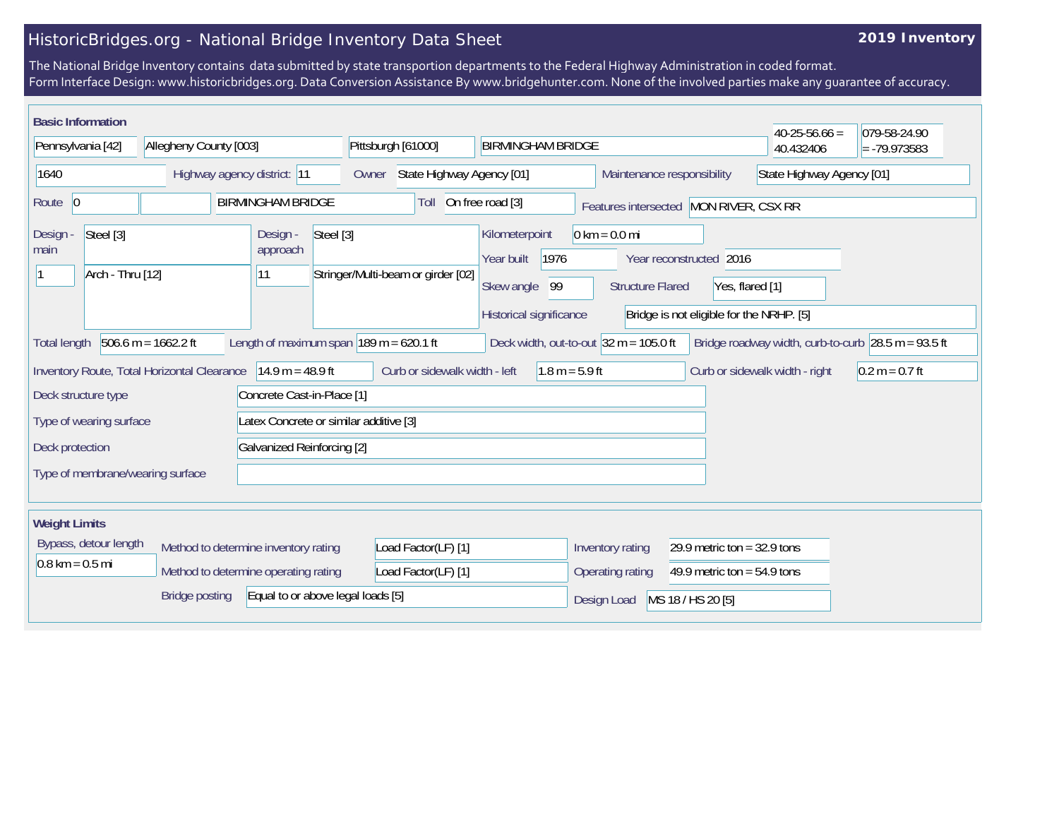# HistoricBridges.org - National Bridge Inventory Data Sheet

**2019 Inventory**

The National Bridge Inventory contains data submitted by state transportion departments to the Federal Highway Administration in coded format.
Form Interface Design: www.historicbridges.org. Data Conversion Assistance By www.bridgehunter.com. None of the involved parties make any guarantee of accuracy.

## Basic Information

| Field | Value |
|---|---|
| State | Pennsylvania [42] |
| County | Allegheny County [003] |
| Place | Pittsburgh [61000] |
| Name | BIRMINGHAM BRIDGE |
| Latitude | 40-25-56.66 = 40.432406 |
| Longitude | 079-58-24.90 = -79.973583 |
| Structure number | 1640 |
| Highway agency district | 11 |
| Owner | State Highway Agency [01] |
| Maintenance responsibility | State Highway Agency [01] |
| Route | 0 |
| Facility carried | BIRMINGHAM BRIDGE |
| Toll | On free road [3] |
| Features intersected | MON RIVER, CSX RR |
| Design - main | Steel [3] |
| Design - main (spans) | 1 |
| Design - main (type) | Arch - Thru [12] |
| Design - approach | Steel [3] |
| Design - approach (spans) | 11 |
| Design - approach (type) | Stringer/Multi-beam or girder [02] |
| Kilometerpoint | 0 km = 0.0 mi |
| Year built | 1976 |
| Year reconstructed | 2016 |
| Skew angle | 99 |
| Structure Flared | Yes, flared [1] |
| Historical significance | Bridge is not eligible for the NRHP. [5] |
| Total length | 506.6 m = 1662.2 ft |
| Length of maximum span | 189 m = 620.1 ft |
| Deck width, out-to-out | 32 m = 105.0 ft |
| Bridge roadway width, curb-to-curb | 28.5 m = 93.5 ft |
| Inventory Route, Total Horizontal Clearance | 14.9 m = 48.9 ft |
| Curb or sidewalk width - left | 1.8 m = 5.9 ft |
| Curb or sidewalk width - right | 0.2 m = 0.7 ft |
| Deck structure type | Concrete Cast-in-Place [1] |
| Type of wearing surface | Latex Concrete or similar additive [3] |
| Deck protection | Galvanized Reinforcing [2] |
| Type of membrane/wearing surface | |

## Weight Limits

| Field | Value |
|---|---|
| Bypass, detour length | 0.8 km = 0.5 mi |
| Method to determine inventory rating | Load Factor(LF) [1] |
| Method to determine operating rating | Load Factor(LF) [1] |
| Bridge posting | Equal to or above legal loads [5] |
| Inventory rating | 29.9 metric ton = 32.9 tons |
| Operating rating | 49.9 metric ton = 54.9 tons |
| Design Load | MS 18 / HS 20 [5] |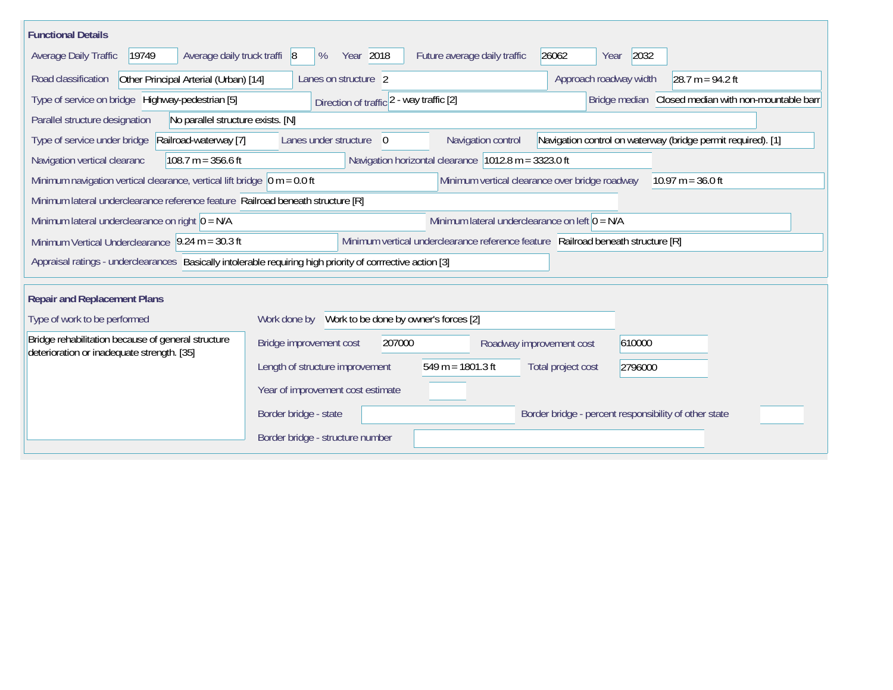## Functional Details

Average Daily Traffic: 19749
Average daily truck traffi: 8 %
Year: 2018
Future average daily traffic: 26062
Year: 2032

Road classification: Other Principal Arterial (Urban) [14]
Lanes on structure: 2
Approach roadway width: 28.7 m = 94.2 ft

Type of service on bridge: Highway-pedestrian [5]
Direction of traffic: 2 - way traffic [2]
Bridge median: Closed median with non-mountable barr

Parallel structure designation: No parallel structure exists. [N]

Type of service under bridge: Railroad-waterway [7]
Lanes under structure: 0
Navigation control: Navigation control on waterway (bridge permit required). [1]

Navigation vertical clearanc: 108.7 m = 356.6 ft
Navigation horizontal clearance: 1012.8 m = 3323.0 ft

Minimum navigation vertical clearance, vertical lift bridge: 0 m = 0.0 ft
Minimum vertical clearance over bridge roadway: 10.97 m = 36.0 ft

Minimum lateral underclearance reference feature: Railroad beneath structure [R]

Minimum lateral underclearance on right: 0 = N/A
Minimum lateral underclearance on left: 0 = N/A

Minimum Vertical Underclearance: 9.24 m = 30.3 ft
Minimum vertical underclearance reference feature: Railroad beneath structure [R]

Appraisal ratings - underclearances: Basically intolerable requiring high priority of corrrective action [3]

## Repair and Replacement Plans

Type of work to be performed: Bridge rehabilitation because of general structure deterioration or inadequate strength. [35]

Work done by: Work to be done by owner's forces [2]

Bridge improvement cost: 207000
Roadway improvement cost: 610000

Length of structure improvement: 549 m = 1801.3 ft
Total project cost: 2796000

Year of improvement cost estimate:

Border bridge - state:
Border bridge - percent responsibility of other state:

Border bridge - structure number: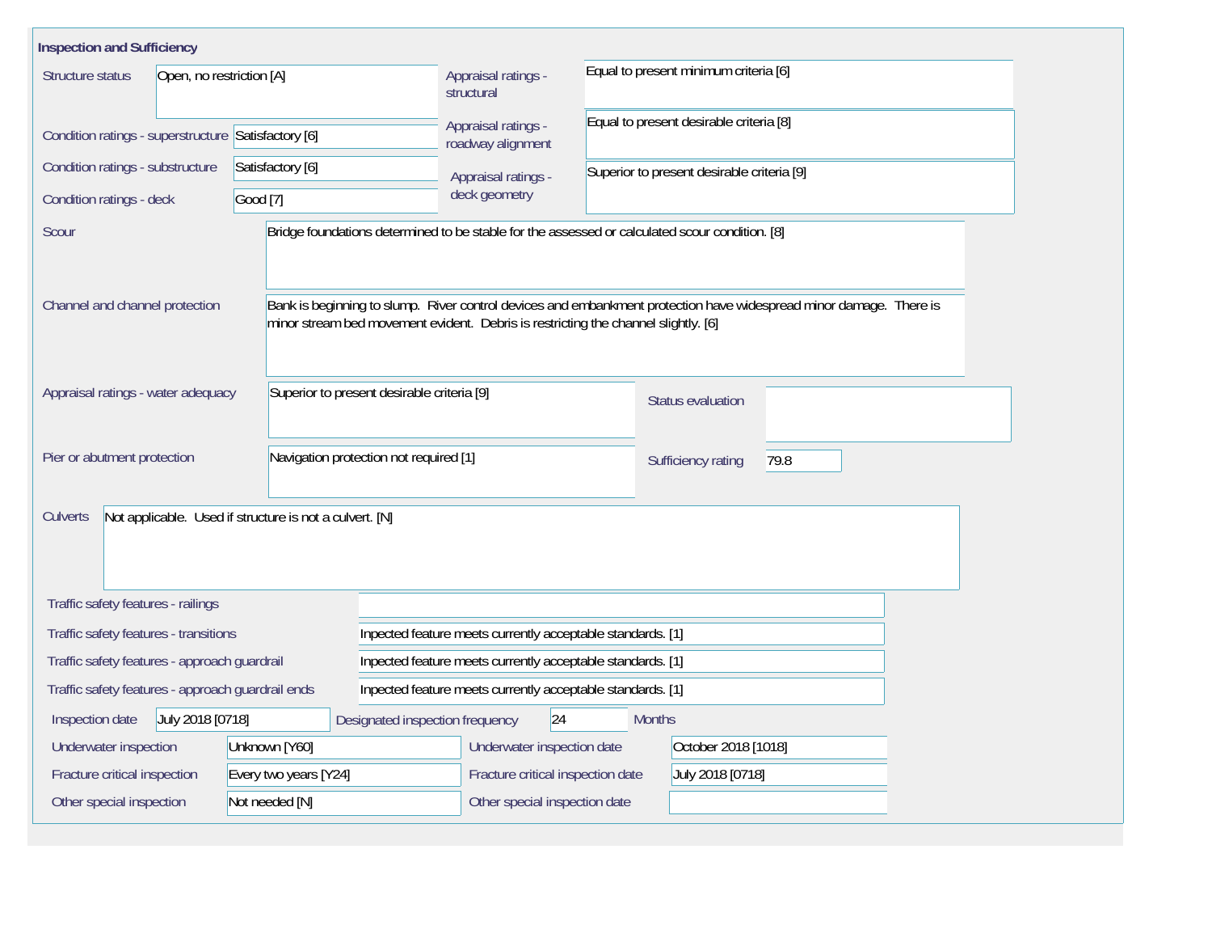## Inspection and Sufficiency

| Field | Value |
|---|---|
| Structure status | Open, no restriction [A] |
| Condition ratings - superstructure | Satisfactory [6] |
| Condition ratings - substructure | Satisfactory [6] |
| Condition ratings - deck | Good [7] |
| Appraisal ratings - structural | Equal to present minimum criteria [6] |
| Appraisal ratings - roadway alignment | Equal to present desirable criteria [8] |
| Appraisal ratings - deck geometry | Superior to present desirable criteria [9] |
| Scour | Bridge foundations determined to be stable for the assessed or calculated scour condition. [8] |
| Channel and channel protection | Bank is beginning to slump. River control devices and embankment protection have widespread minor damage. There is minor stream bed movement evident. Debris is restricting the channel slightly. [6] |
| Appraisal ratings - water adequacy | Superior to present desirable criteria [9] |
| Pier or abutment protection | Navigation protection not required [1] |
| Status evaluation | |
| Sufficiency rating | 79.8 |
| Culverts | Not applicable. Used if structure is not a culvert. [N] |
| Traffic safety features - railings | |
| Traffic safety features - transitions | Inpected feature meets currently acceptable standards. [1] |
| Traffic safety features - approach guardrail | Inpected feature meets currently acceptable standards. [1] |
| Traffic safety features - approach guardrail ends | Inpected feature meets currently acceptable standards. [1] |
| Inspection date | July 2018 [0718] |
| Designated inspection frequency | 24 Months |
| Underwater inspection | Unknown [Y60] |
| Underwater inspection date | October 2018 [1018] |
| Fracture critical inspection | Every two years [Y24] |
| Fracture critical inspection date | July 2018 [0718] |
| Other special inspection | Not needed [N] |
| Other special inspection date | |